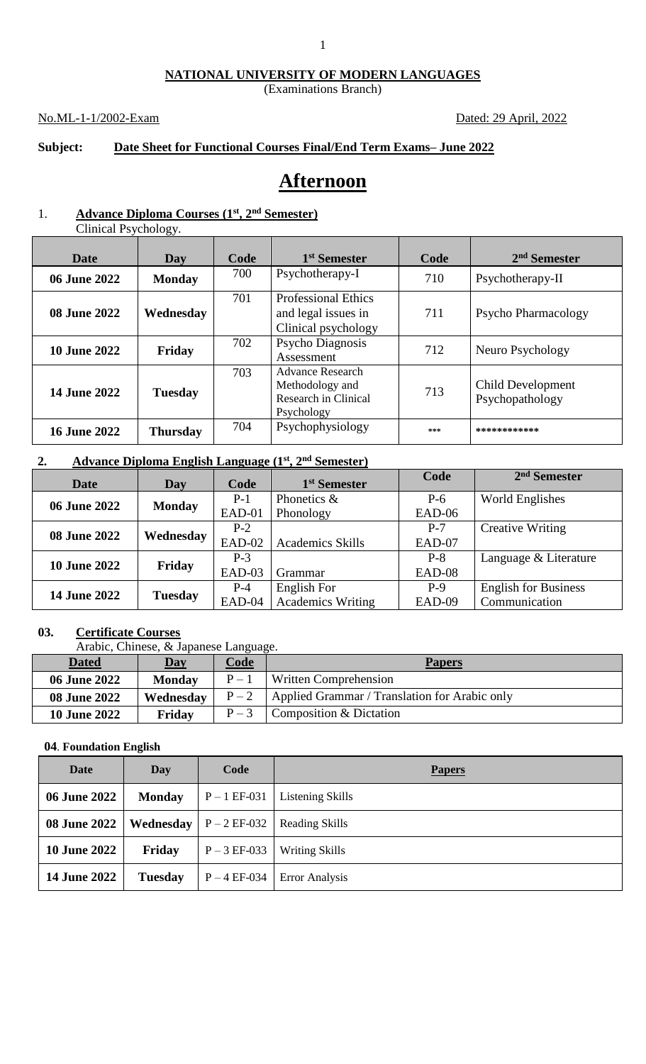**NATIONAL UNIVERSITY OF MODERN LANGUAGES**
(Examinations Branch)

No.ML-1-1/2002-Exam Dated: 29 April, 2022

**Subject: Date Sheet for Functional Courses Final/End Term Exams– June 2022**

# Afternoon

1. **Advance Diploma Courses (1st, 2nd Semester)**
Clinical Psychology.

| Date | Day | Code | 1st Semester | Code | 2nd Semester |
|---|---|---|---|---|---|
| 06 June 2022 | Monday | 700 | Psychotherapy-I | 710 | Psychotherapy-II |
| 08 June 2022 | Wednesday | 701 | Professional Ethics and legal issues in Clinical psychology | 711 | Psycho Pharmacology |
| 10 June 2022 | Friday | 702 | Psycho Diagnosis Assessment | 712 | Neuro Psychology |
| 14 June 2022 | Tuesday | 703 | Advance Research Methodology and Research in Clinical Psychology | 713 | Child Development Psychopathology |
| 16 June 2022 | Thursday | 704 | Psychophysiology | *** | ************ |

2. **Advance Diploma English Language (1st, 2nd Semester)**

| Date | Day | Code | 1st Semester | Code | 2nd Semester |
|---|---|---|---|---|---|
| 06 June 2022 | Monday | P-1 EAD-01 | Phonetics & Phonology | P-6 EAD-06 | World Englishes |
| 08 June 2022 | Wednesday | P-2 EAD-02 | Academics Skills | P-7 EAD-07 | Creative Writing |
| 10 June 2022 | Friday | P-3 EAD-03 | Grammar | P-8 EAD-08 | Language & Literature |
| 14 June 2022 | Tuesday | P-4 EAD-04 | English For Academics Writing | P-9 EAD-09 | English for Business Communication |

03. **Certificate Courses**
Arabic, Chinese, & Japanese Language.

| Dated | Day | Code | Papers |
|---|---|---|---|
| 06 June 2022 | Monday | P – 1 | Written Comprehension |
| 08 June 2022 | Wednesday | P – 2 | Applied Grammar / Translation for Arabic only |
| 10 June 2022 | Friday | P – 3 | Composition & Dictation |

**04. Foundation English**

| Date | Day | Code | Papers |
|---|---|---|---|
| 06 June 2022 | Monday | P – 1 EF-031 | Listening Skills |
| 08 June 2022 | Wednesday | P – 2 EF-032 | Reading Skills |
| 10 June 2022 | Friday | P – 3 EF-033 | Writing Skills |
| 14 June 2022 | Tuesday | P – 4 EF-034 | Error Analysis |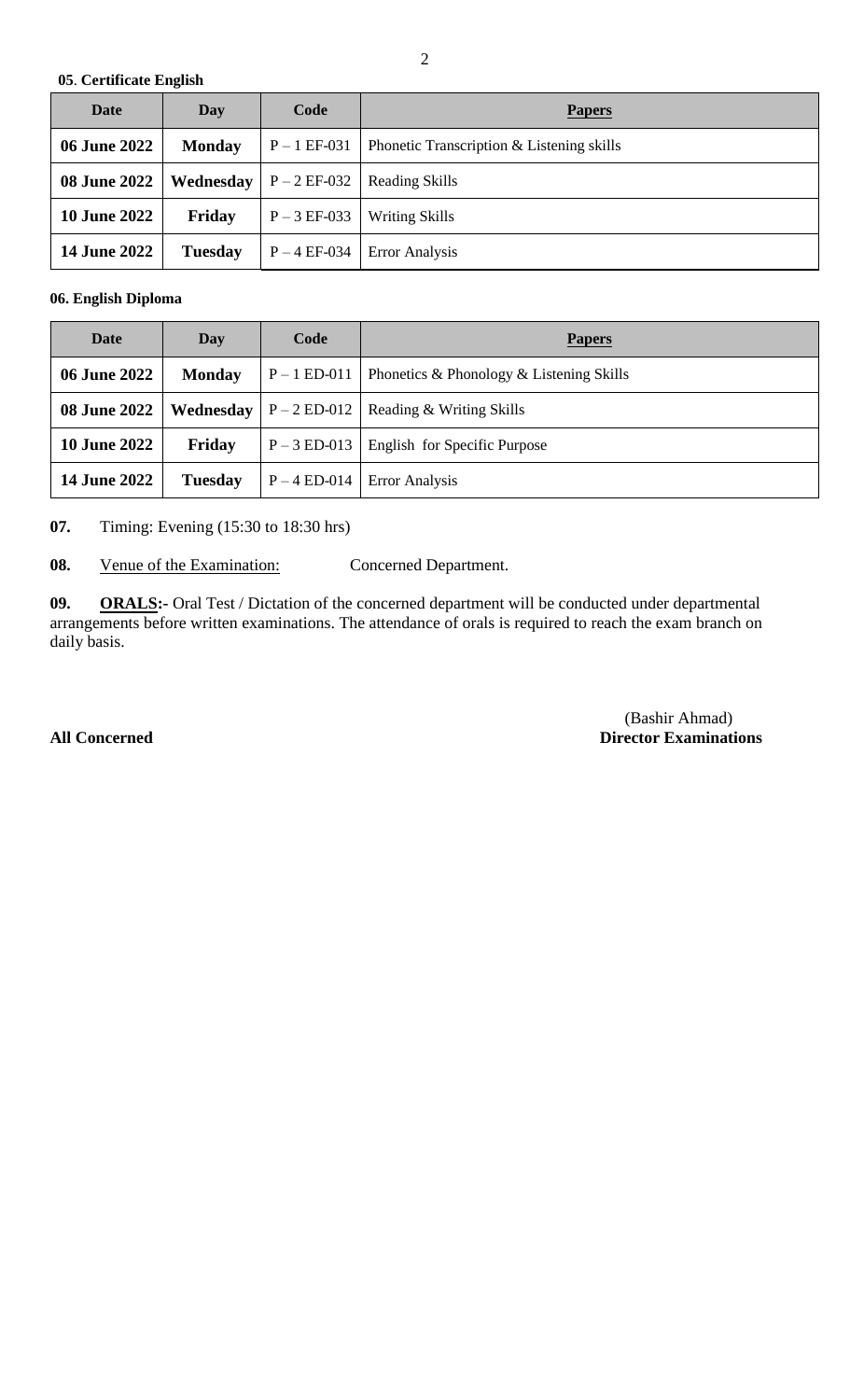**05. Certificate English**

| Date | Day | Code | Papers |
|---|---|---|---|
| **06 June 2022** | **Monday** | P – 1 EF-031 | Phonetic Transcription & Listening skills |
| **08 June 2022** | **Wednesday** | P – 2 EF-032 | Reading Skills |
| **10 June 2022** | **Friday** | P – 3 EF-033 | Writing Skills |
| **14 June 2022** | **Tuesday** | P – 4 EF-034 | Error Analysis |

**06. English Diploma**

| Date | Day | Code | Papers |
|---|---|---|---|
| **06 June 2022** | **Monday** | P – 1 ED-011 | Phonetics & Phonology & Listening Skills |
| **08 June 2022** | **Wednesday** | P – 2 ED-012 | Reading & Writing Skills |
| **10 June 2022** | **Friday** | P – 3 ED-013 | English for Specific Purpose |
| **14 June 2022** | **Tuesday** | P – 4 ED-014 | Error Analysis |

**07.** Timing: Evening (15:30 to 18:30 hrs)

**08.** Venue of the Examination: Concerned Department.

**09.** **ORALS:-** Oral Test / Dictation of the concerned department will be conducted under departmental arrangements before written examinations. The attendance of orals is required to reach the exam branch on daily basis.

(Bashir Ahmad)
**Director Examinations**

**All Concerned**